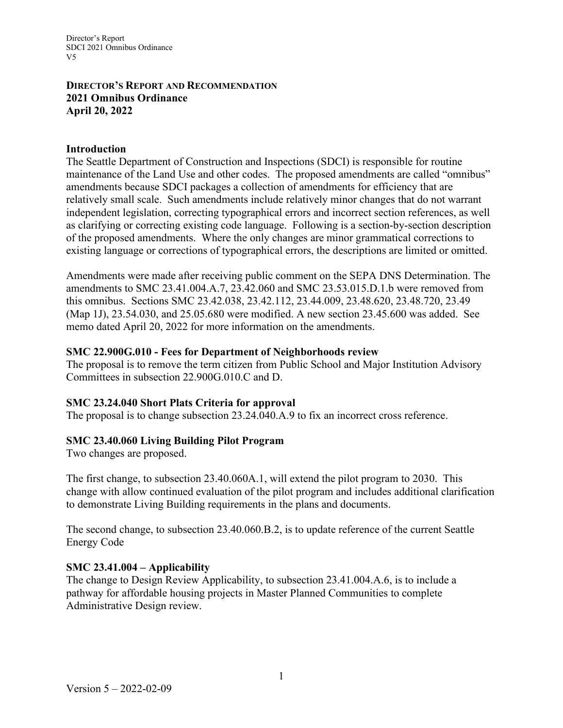**DIRECTOR'S REPORT AND RECOMMENDATION**
**2021 Omnibus Ordinance**
**April 20, 2022**

## Introduction

The Seattle Department of Construction and Inspections (SDCI) is responsible for routine maintenance of the Land Use and other codes. The proposed amendments are called "omnibus" amendments because SDCI packages a collection of amendments for efficiency that are relatively small scale. Such amendments include relatively minor changes that do not warrant independent legislation, correcting typographical errors and incorrect section references, as well as clarifying or correcting existing code language. Following is a section-by-section description of the proposed amendments. Where the only changes are minor grammatical corrections to existing language or corrections of typographical errors, the descriptions are limited or omitted.

Amendments were made after receiving public comment on the SEPA DNS Determination. The amendments to SMC 23.41.004.A.7, 23.42.060 and SMC 23.53.015.D.1.b were removed from this omnibus. Sections SMC 23.42.038, 23.42.112, 23.44.009, 23.48.620, 23.48.720, 23.49 (Map 1J), 23.54.030, and 25.05.680 were modified. A new section 23.45.600 was added. See memo dated April 20, 2022 for more information on the amendments.

## SMC 22.900G.010 - Fees for Department of Neighborhoods review

The proposal is to remove the term citizen from Public School and Major Institution Advisory Committees in subsection 22.900G.010.C and D.

## SMC 23.24.040 Short Plats Criteria for approval

The proposal is to change subsection 23.24.040.A.9 to fix an incorrect cross reference.

## SMC 23.40.060 Living Building Pilot Program

Two changes are proposed.

The first change, to subsection 23.40.060A.1, will extend the pilot program to 2030. This change with allow continued evaluation of the pilot program and includes additional clarification to demonstrate Living Building requirements in the plans and documents.

The second change, to subsection 23.40.060.B.2, is to update reference of the current Seattle Energy Code

## SMC 23.41.004 – Applicability

The change to Design Review Applicability, to subsection 23.41.004.A.6, is to include a pathway for affordable housing projects in Master Planned Communities to complete Administrative Design review.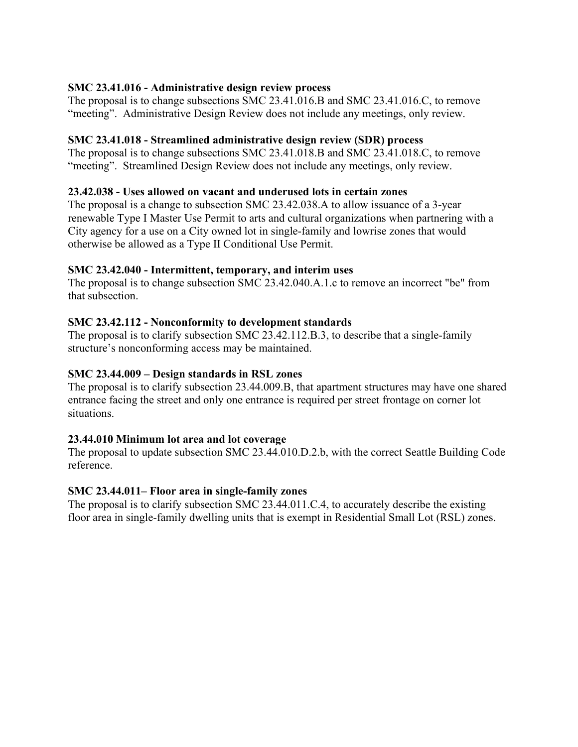**SMC 23.41.016 - Administrative design review process**

The proposal is to change subsections SMC 23.41.016.B and SMC 23.41.016.C, to remove "meeting". Administrative Design Review does not include any meetings, only review.

**SMC 23.41.018 - Streamlined administrative design review (SDR) process**

The proposal is to change subsections SMC 23.41.018.B and SMC 23.41.018.C, to remove "meeting". Streamlined Design Review does not include any meetings, only review.

**23.42.038 - Uses allowed on vacant and underused lots in certain zones**

The proposal is a change to subsection SMC 23.42.038.A to allow issuance of a 3-year renewable Type I Master Use Permit to arts and cultural organizations when partnering with a City agency for a use on a City owned lot in single-family and lowrise zones that would otherwise be allowed as a Type II Conditional Use Permit.

**SMC 23.42.040 - Intermittent, temporary, and interim uses**

The proposal is to change subsection SMC 23.42.040.A.1.c to remove an incorrect "be" from that subsection.

**SMC 23.42.112 - Nonconformity to development standards**

The proposal is to clarify subsection SMC 23.42.112.B.3, to describe that a single-family structure's nonconforming access may be maintained.

**SMC 23.44.009 – Design standards in RSL zones**

The proposal is to clarify subsection 23.44.009.B, that apartment structures may have one shared entrance facing the street and only one entrance is required per street frontage on corner lot situations.

**23.44.010 Minimum lot area and lot coverage**

The proposal to update subsection SMC 23.44.010.D.2.b, with the correct Seattle Building Code reference.

**SMC 23.44.011– Floor area in single-family zones**

The proposal is to clarify subsection SMC 23.44.011.C.4, to accurately describe the existing floor area in single-family dwelling units that is exempt in Residential Small Lot (RSL) zones.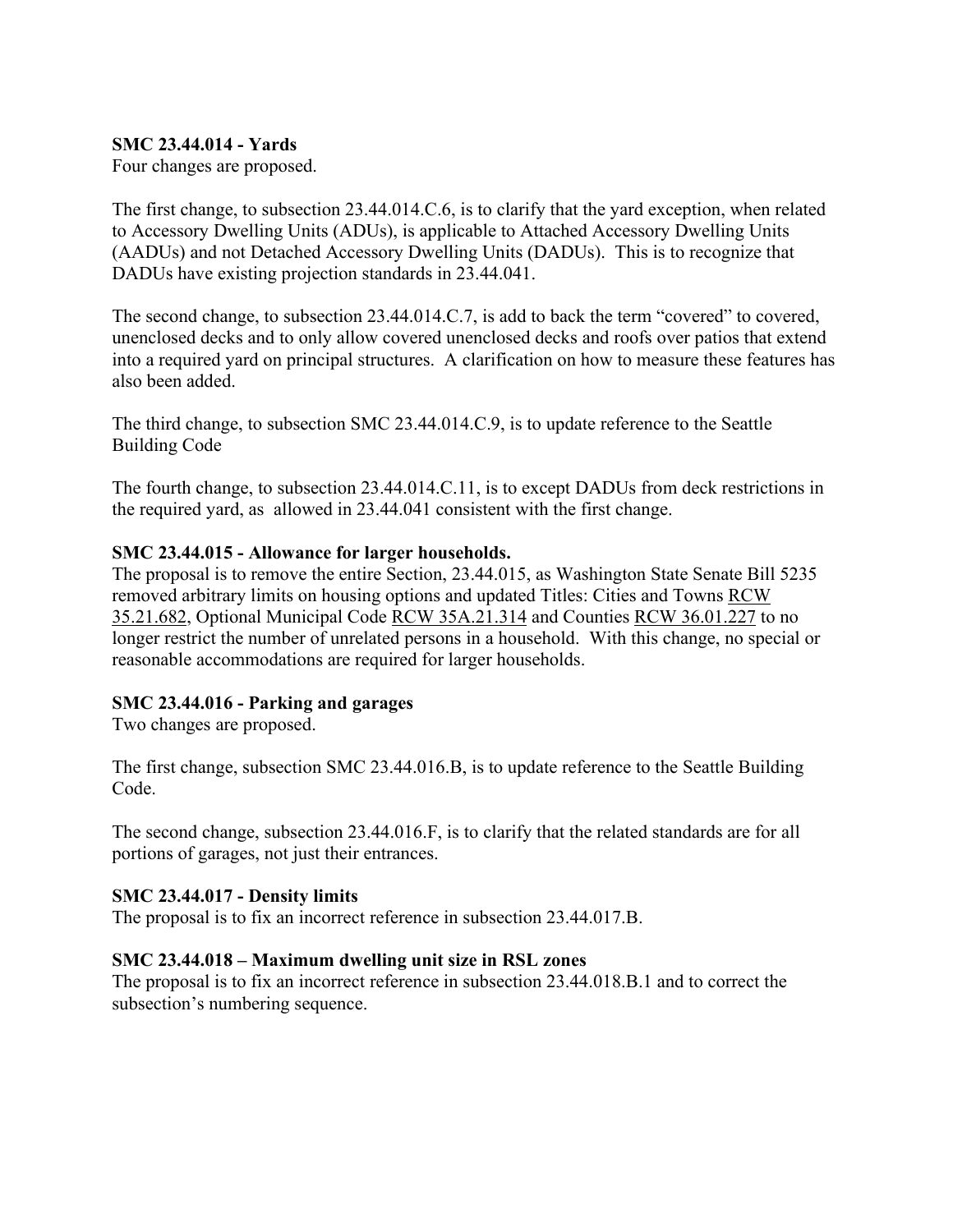**SMC 23.44.014 - Yards**

Four changes are proposed.

The first change, to subsection 23.44.014.C.6, is to clarify that the yard exception, when related to Accessory Dwelling Units (ADUs), is applicable to Attached Accessory Dwelling Units (AADUs) and not Detached Accessory Dwelling Units (DADUs). This is to recognize that DADUs have existing projection standards in 23.44.041.

The second change, to subsection 23.44.014.C.7, is add to back the term "covered" to covered, unenclosed decks and to only allow covered unenclosed decks and roofs over patios that extend into a required yard on principal structures. A clarification on how to measure these features has also been added.

The third change, to subsection SMC 23.44.014.C.9, is to update reference to the Seattle Building Code

The fourth change, to subsection 23.44.014.C.11, is to except DADUs from deck restrictions in the required yard, as allowed in 23.44.041 consistent with the first change.

**SMC 23.44.015 - Allowance for larger households.**

The proposal is to remove the entire Section, 23.44.015, as Washington State Senate Bill 5235 removed arbitrary limits on housing options and updated Titles: Cities and Towns RCW 35.21.682, Optional Municipal Code RCW 35A.21.314 and Counties RCW 36.01.227 to no longer restrict the number of unrelated persons in a household. With this change, no special or reasonable accommodations are required for larger households.

**SMC 23.44.016 - Parking and garages**

Two changes are proposed.

The first change, subsection SMC 23.44.016.B, is to update reference to the Seattle Building Code.

The second change, subsection 23.44.016.F, is to clarify that the related standards are for all portions of garages, not just their entrances.

**SMC 23.44.017 - Density limits**

The proposal is to fix an incorrect reference in subsection 23.44.017.B.

**SMC 23.44.018 – Maximum dwelling unit size in RSL zones**

The proposal is to fix an incorrect reference in subsection 23.44.018.B.1 and to correct the subsection's numbering sequence.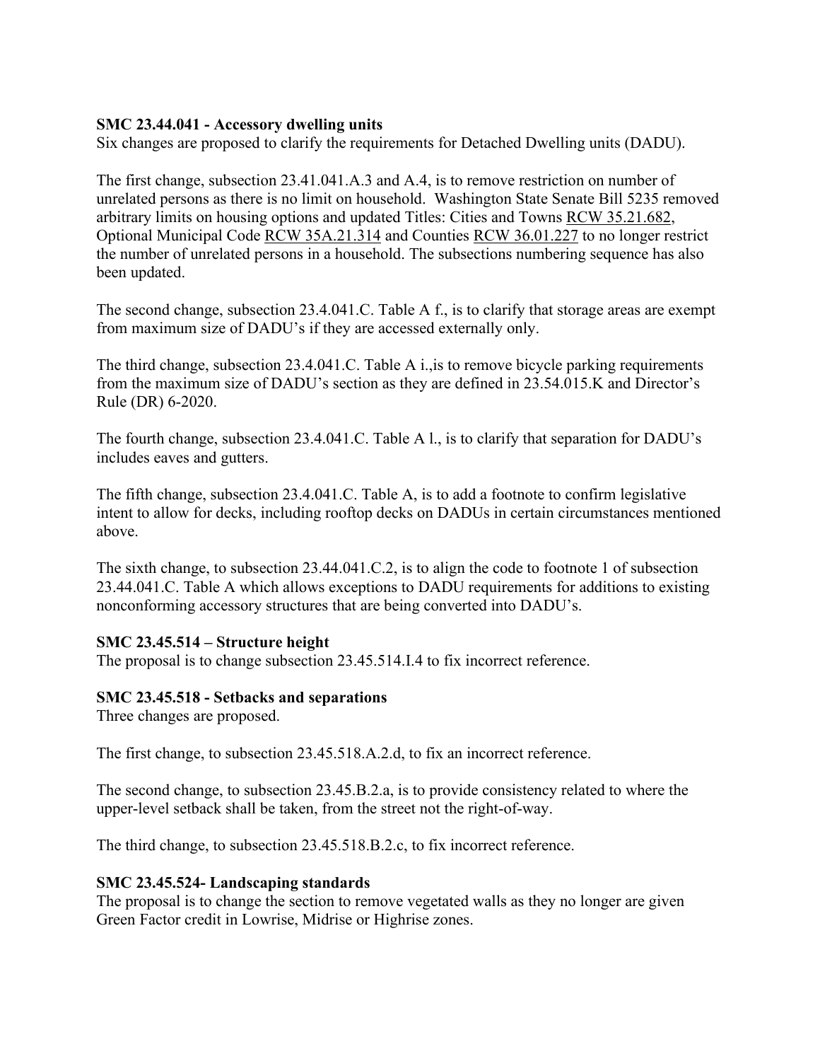**SMC 23.44.041 - Accessory dwelling units**
Six changes are proposed to clarify the requirements for Detached Dwelling units (DADU).

The first change, subsection 23.41.041.A.3 and A.4, is to remove restriction on number of unrelated persons as there is no limit on household. Washington State Senate Bill 5235 removed arbitrary limits on housing options and updated Titles: Cities and Towns RCW 35.21.682, Optional Municipal Code RCW 35A.21.314 and Counties RCW 36.01.227 to no longer restrict the number of unrelated persons in a household. The subsections numbering sequence has also been updated.

The second change, subsection 23.4.041.C. Table A f., is to clarify that storage areas are exempt from maximum size of DADU's if they are accessed externally only.

The third change, subsection 23.4.041.C. Table A i.,is to remove bicycle parking requirements from the maximum size of DADU's section as they are defined in 23.54.015.K and Director's Rule (DR) 6-2020.

The fourth change, subsection 23.4.041.C. Table A l., is to clarify that separation for DADU's includes eaves and gutters.

The fifth change, subsection 23.4.041.C. Table A, is to add a footnote to confirm legislative intent to allow for decks, including rooftop decks on DADUs in certain circumstances mentioned above.

The sixth change, to subsection 23.44.041.C.2, is to align the code to footnote 1 of subsection 23.44.041.C. Table A which allows exceptions to DADU requirements for additions to existing nonconforming accessory structures that are being converted into DADU's.

**SMC 23.45.514 – Structure height**
The proposal is to change subsection 23.45.514.I.4 to fix incorrect reference.

**SMC 23.45.518 - Setbacks and separations**
Three changes are proposed.

The first change, to subsection 23.45.518.A.2.d, to fix an incorrect reference.

The second change, to subsection 23.45.B.2.a, is to provide consistency related to where the upper-level setback shall be taken, from the street not the right-of-way.

The third change, to subsection 23.45.518.B.2.c, to fix incorrect reference.

**SMC 23.45.524- Landscaping standards**
The proposal is to change the section to remove vegetated walls as they no longer are given Green Factor credit in Lowrise, Midrise or Highrise zones.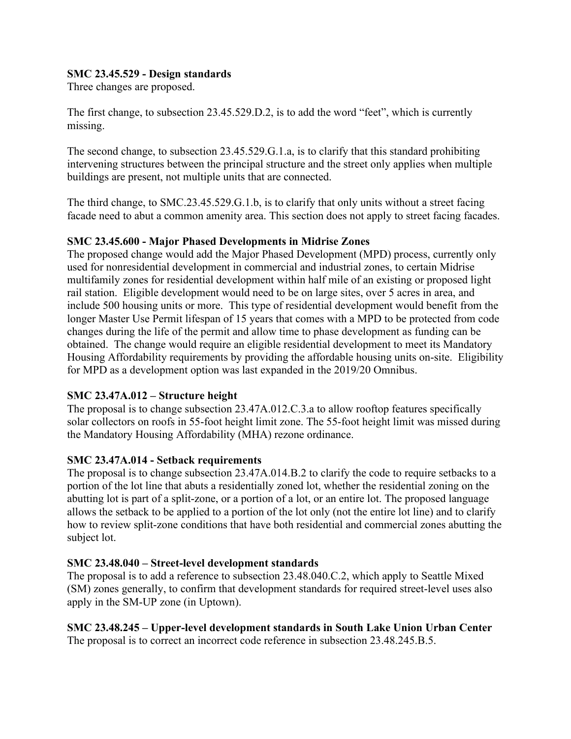**SMC 23.45.529 - Design standards**

Three changes are proposed.

The first change, to subsection 23.45.529.D.2, is to add the word "feet", which is currently missing.

The second change, to subsection 23.45.529.G.1.a, is to clarify that this standard prohibiting intervening structures between the principal structure and the street only applies when multiple buildings are present, not multiple units that are connected.

The third change, to SMC.23.45.529.G.1.b, is to clarify that only units without a street facing facade need to abut a common amenity area. This section does not apply to street facing facades.

**SMC 23.45.600 - Major Phased Developments in Midrise Zones**

The proposed change would add the Major Phased Development (MPD) process, currently only used for nonresidential development in commercial and industrial zones, to certain Midrise multifamily zones for residential development within half mile of an existing or proposed light rail station. Eligible development would need to be on large sites, over 5 acres in area, and include 500 housing units or more. This type of residential development would benefit from the longer Master Use Permit lifespan of 15 years that comes with a MPD to be protected from code changes during the life of the permit and allow time to phase development as funding can be obtained. The change would require an eligible residential development to meet its Mandatory Housing Affordability requirements by providing the affordable housing units on-site. Eligibility for MPD as a development option was last expanded in the 2019/20 Omnibus.

**SMC 23.47A.012 – Structure height**

The proposal is to change subsection 23.47A.012.C.3.a to allow rooftop features specifically solar collectors on roofs in 55-foot height limit zone. The 55-foot height limit was missed during the Mandatory Housing Affordability (MHA) rezone ordinance.

**SMC 23.47A.014 - Setback requirements**

The proposal is to change subsection 23.47A.014.B.2 to clarify the code to require setbacks to a portion of the lot line that abuts a residentially zoned lot, whether the residential zoning on the abutting lot is part of a split-zone, or a portion of a lot, or an entire lot. The proposed language allows the setback to be applied to a portion of the lot only (not the entire lot line) and to clarify how to review split-zone conditions that have both residential and commercial zones abutting the subject lot.

**SMC 23.48.040 – Street-level development standards**

The proposal is to add a reference to subsection 23.48.040.C.2, which apply to Seattle Mixed (SM) zones generally, to confirm that development standards for required street-level uses also apply in the SM-UP zone (in Uptown).

**SMC 23.48.245 – Upper-level development standards in South Lake Union Urban Center**

The proposal is to correct an incorrect code reference in subsection 23.48.245.B.5.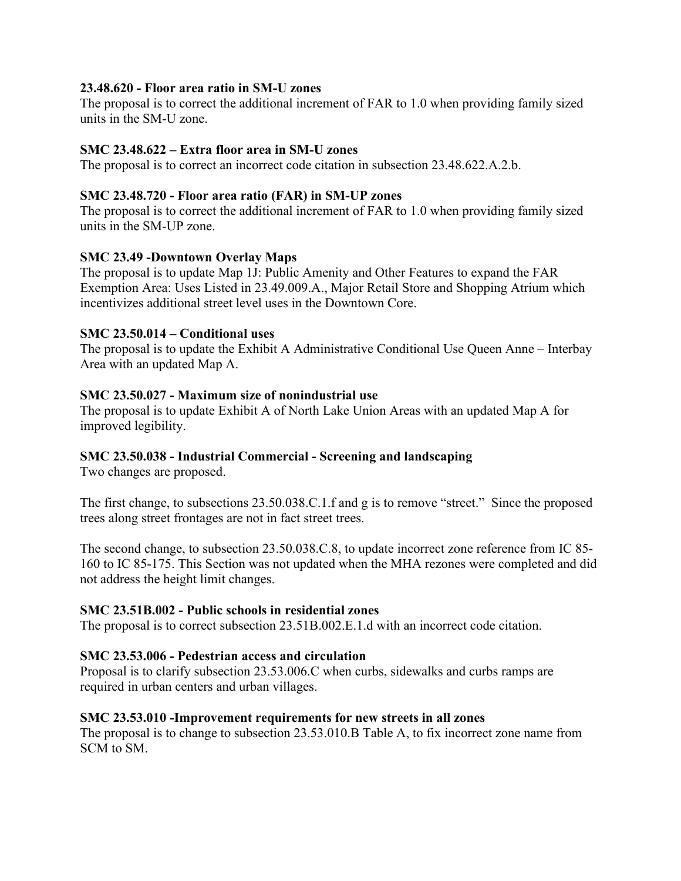**23.48.620 - Floor area ratio in SM-U zones**
The proposal is to correct the additional increment of FAR to 1.0 when providing family sized units in the SM-U zone.

**SMC 23.48.622 – Extra floor area in SM-U zones**
The proposal is to correct an incorrect code citation in subsection 23.48.622.A.2.b.

**SMC 23.48.720 - Floor area ratio (FAR) in SM-UP zones**
The proposal is to correct the additional increment of FAR to 1.0 when providing family sized units in the SM-UP zone.

**SMC 23.49 -Downtown Overlay Maps**
The proposal is to update Map 1J: Public Amenity and Other Features to expand the FAR Exemption Area: Uses Listed in 23.49.009.A., Major Retail Store and Shopping Atrium which incentivizes additional street level uses in the Downtown Core.

**SMC 23.50.014 – Conditional uses**
The proposal is to update the Exhibit A Administrative Conditional Use Queen Anne – Interbay Area with an updated Map A.

**SMC 23.50.027 - Maximum size of nonindustrial use**
The proposal is to update Exhibit A of North Lake Union Areas with an updated Map A for improved legibility.

**SMC 23.50.038 - Industrial Commercial - Screening and landscaping**
Two changes are proposed.

The first change, to subsections 23.50.038.C.1.f and g is to remove "street." Since the proposed trees along street frontages are not in fact street trees.

The second change, to subsection 23.50.038.C.8, to update incorrect zone reference from IC 85-160 to IC 85-175. This Section was not updated when the MHA rezones were completed and did not address the height limit changes.

**SMC 23.51B.002 - Public schools in residential zones**
The proposal is to correct subsection 23.51B.002.E.1.d with an incorrect code citation.

**SMC 23.53.006 - Pedestrian access and circulation**
Proposal is to clarify subsection 23.53.006.C when curbs, sidewalks and curbs ramps are required in urban centers and urban villages.

**SMC 23.53.010 -Improvement requirements for new streets in all zones**
The proposal is to change to subsection 23.53.010.B Table A, to fix incorrect zone name from SCM to SM.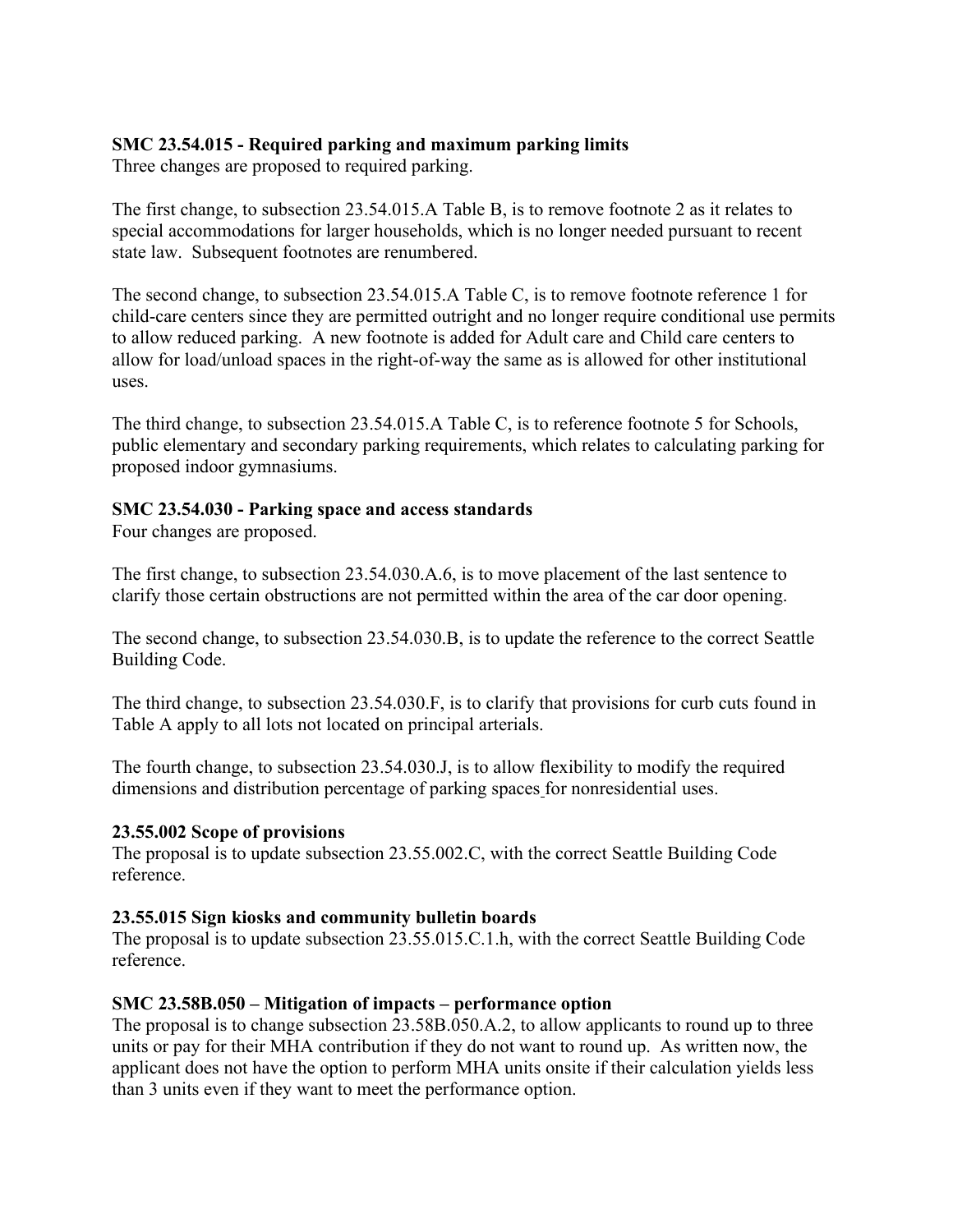**SMC 23.54.015 - Required parking and maximum parking limits**

Three changes are proposed to required parking.

The first change, to subsection 23.54.015.A Table B, is to remove footnote 2 as it relates to special accommodations for larger households, which is no longer needed pursuant to recent state law. Subsequent footnotes are renumbered.

The second change, to subsection 23.54.015.A Table C, is to remove footnote reference 1 for child-care centers since they are permitted outright and no longer require conditional use permits to allow reduced parking. A new footnote is added for Adult care and Child care centers to allow for load/unload spaces in the right-of-way the same as is allowed for other institutional uses.

The third change, to subsection 23.54.015.A Table C, is to reference footnote 5 for Schools, public elementary and secondary parking requirements, which relates to calculating parking for proposed indoor gymnasiums.

**SMC 23.54.030 - Parking space and access standards**

Four changes are proposed.

The first change, to subsection 23.54.030.A.6, is to move placement of the last sentence to clarify those certain obstructions are not permitted within the area of the car door opening.

The second change, to subsection 23.54.030.B, is to update the reference to the correct Seattle Building Code.

The third change, to subsection 23.54.030.F, is to clarify that provisions for curb cuts found in Table A apply to all lots not located on principal arterials.

The fourth change, to subsection 23.54.030.J, is to allow flexibility to modify the required dimensions and distribution percentage of parking spaces for nonresidential uses.

**23.55.002 Scope of provisions**

The proposal is to update subsection 23.55.002.C, with the correct Seattle Building Code reference.

**23.55.015 Sign kiosks and community bulletin boards**

The proposal is to update subsection 23.55.015.C.1.h, with the correct Seattle Building Code reference.

**SMC 23.58B.050 – Mitigation of impacts – performance option**

The proposal is to change subsection 23.58B.050.A.2, to allow applicants to round up to three units or pay for their MHA contribution if they do not want to round up. As written now, the applicant does not have the option to perform MHA units onsite if their calculation yields less than 3 units even if they want to meet the performance option.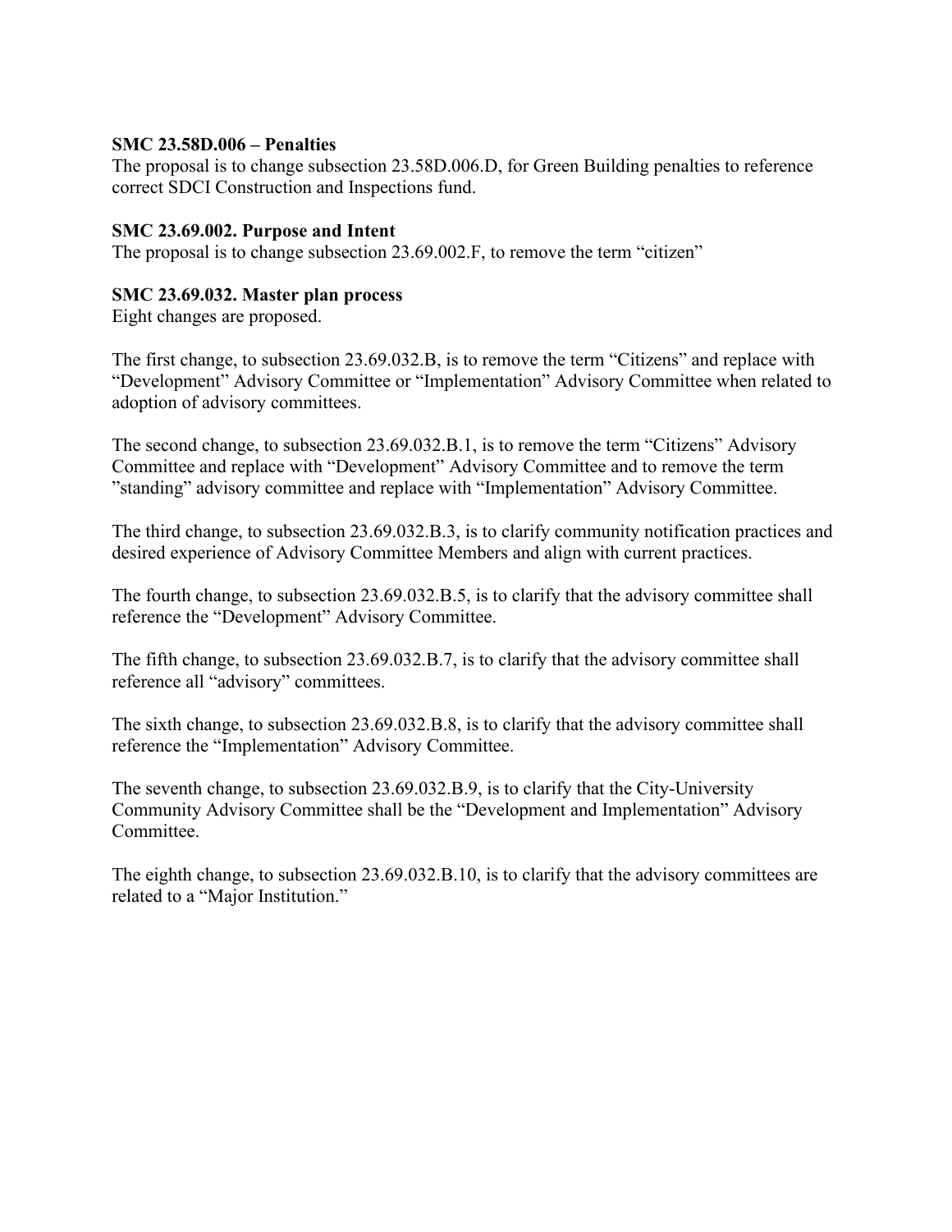**SMC 23.58D.006 – Penalties**

The proposal is to change subsection 23.58D.006.D, for Green Building penalties to reference correct SDCI Construction and Inspections fund.

**SMC 23.69.002. Purpose and Intent**

The proposal is to change subsection 23.69.002.F, to remove the term "citizen"

**SMC 23.69.032. Master plan process**

Eight changes are proposed.

The first change, to subsection 23.69.032.B, is to remove the term "Citizens" and replace with "Development" Advisory Committee or "Implementation" Advisory Committee when related to adoption of advisory committees.

The second change, to subsection 23.69.032.B.1, is to remove the term "Citizens" Advisory Committee and replace with "Development" Advisory Committee and to remove the term "standing" advisory committee and replace with "Implementation" Advisory Committee.

The third change, to subsection 23.69.032.B.3, is to clarify community notification practices and desired experience of Advisory Committee Members and align with current practices.

The fourth change, to subsection 23.69.032.B.5, is to clarify that the advisory committee shall reference the "Development" Advisory Committee.

The fifth change, to subsection 23.69.032.B.7, is to clarify that the advisory committee shall reference all "advisory" committees.

The sixth change, to subsection 23.69.032.B.8, is to clarify that the advisory committee shall reference the "Implementation" Advisory Committee.

The seventh change, to subsection 23.69.032.B.9, is to clarify that the City-University Community Advisory Committee shall be the "Development and Implementation" Advisory Committee.

The eighth change, to subsection 23.69.032.B.10, is to clarify that the advisory committees are related to a "Major Institution."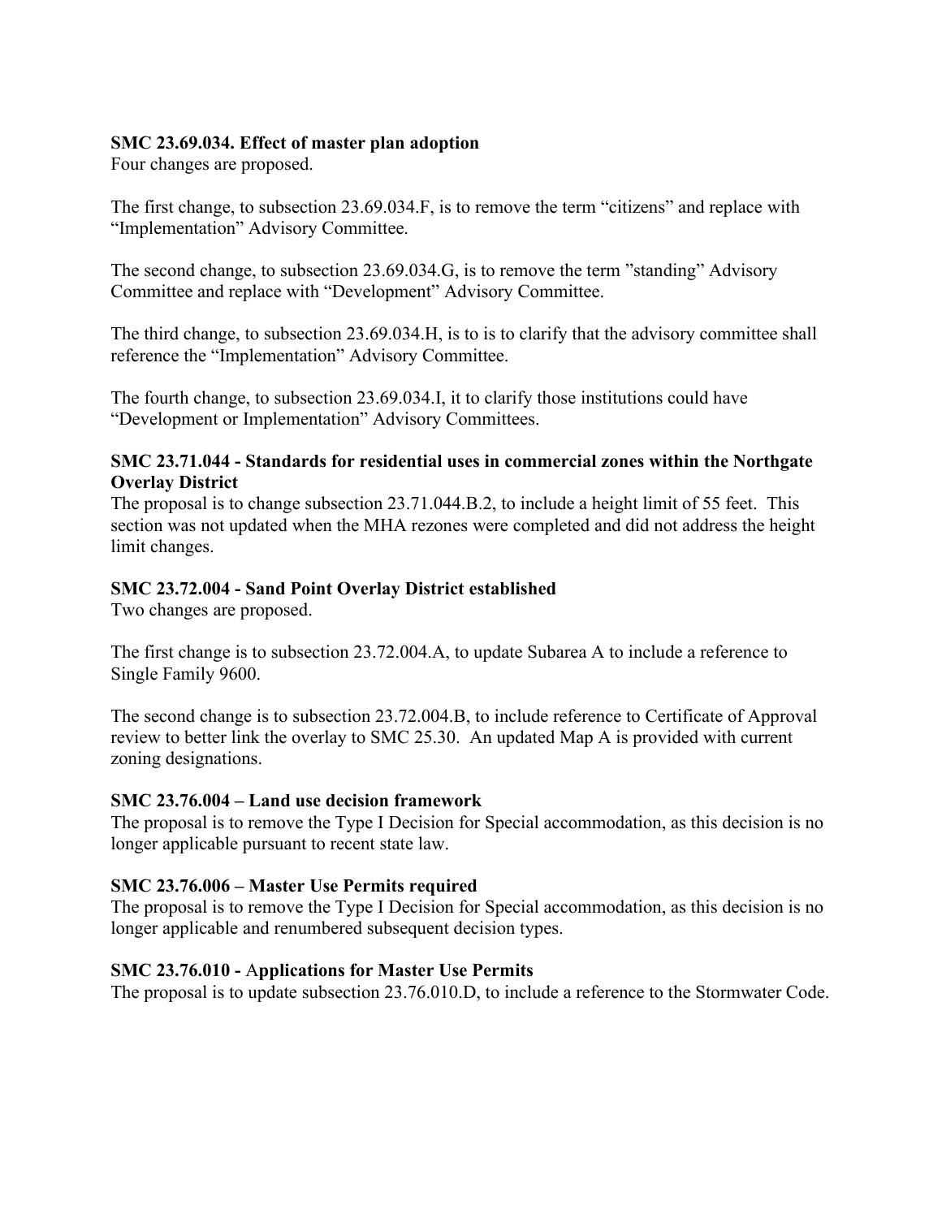**SMC 23.69.034. Effect of master plan adoption**

Four changes are proposed.

The first change, to subsection 23.69.034.F, is to remove the term "citizens" and replace with "Implementation" Advisory Committee.

The second change, to subsection 23.69.034.G, is to remove the term "standing" Advisory Committee and replace with "Development" Advisory Committee.

The third change, to subsection 23.69.034.H, is to is to clarify that the advisory committee shall reference the "Implementation" Advisory Committee.

The fourth change, to subsection 23.69.034.I, it to clarify those institutions could have "Development or Implementation" Advisory Committees.

**SMC 23.71.044 - Standards for residential uses in commercial zones within the Northgate Overlay District**

The proposal is to change subsection 23.71.044.B.2, to include a height limit of 55 feet. This section was not updated when the MHA rezones were completed and did not address the height limit changes.

**SMC 23.72.004 - Sand Point Overlay District established**

Two changes are proposed.

The first change is to subsection 23.72.004.A, to update Subarea A to include a reference to Single Family 9600.

The second change is to subsection 23.72.004.B, to include reference to Certificate of Approval review to better link the overlay to SMC 25.30. An updated Map A is provided with current zoning designations.

**SMC 23.76.004 – Land use decision framework**

The proposal is to remove the Type I Decision for Special accommodation, as this decision is no longer applicable pursuant to recent state law.

**SMC 23.76.006 – Master Use Permits required**

The proposal is to remove the Type I Decision for Special accommodation, as this decision is no longer applicable and renumbered subsequent decision types.

**SMC 23.76.010 - Applications for Master Use Permits**

The proposal is to update subsection 23.76.010.D, to include a reference to the Stormwater Code.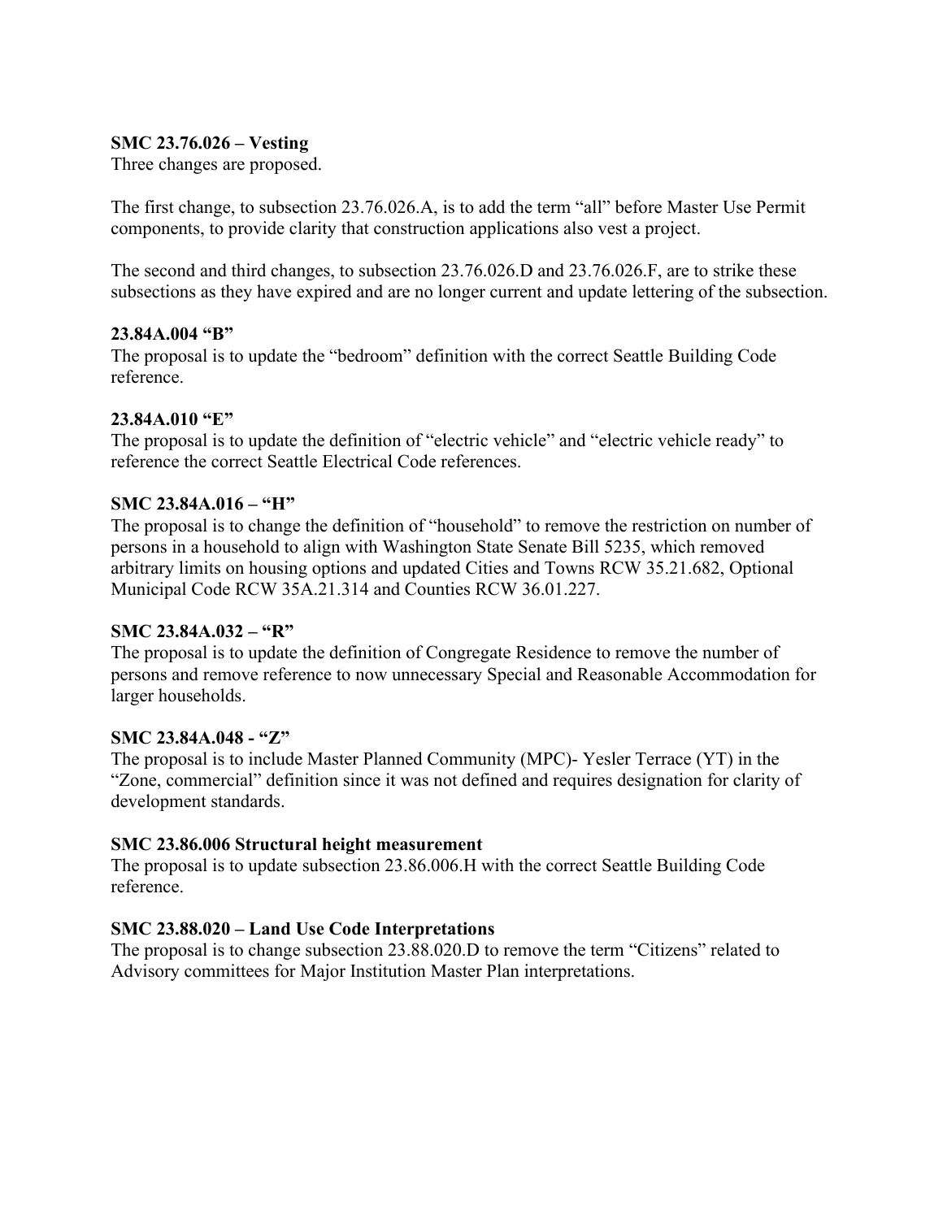**SMC 23.76.026 – Vesting**

Three changes are proposed.

The first change, to subsection 23.76.026.A, is to add the term "all" before Master Use Permit components, to provide clarity that construction applications also vest a project.

The second and third changes, to subsection 23.76.026.D and 23.76.026.F, are to strike these subsections as they have expired and are no longer current and update lettering of the subsection.

**23.84A.004 "B"**

The proposal is to update the "bedroom" definition with the correct Seattle Building Code reference.

**23.84A.010 "E"**

The proposal is to update the definition of "electric vehicle" and "electric vehicle ready" to reference the correct Seattle Electrical Code references.

**SMC 23.84A.016 – "H"**

The proposal is to change the definition of "household" to remove the restriction on number of persons in a household to align with Washington State Senate Bill 5235, which removed arbitrary limits on housing options and updated Cities and Towns RCW 35.21.682, Optional Municipal Code RCW 35A.21.314 and Counties RCW 36.01.227.

**SMC 23.84A.032 – "R"**

The proposal is to update the definition of Congregate Residence to remove the number of persons and remove reference to now unnecessary Special and Reasonable Accommodation for larger households.

**SMC 23.84A.048 - "Z"**

The proposal is to include Master Planned Community (MPC)- Yesler Terrace (YT) in the "Zone, commercial" definition since it was not defined and requires designation for clarity of development standards.

**SMC 23.86.006 Structural height measurement**

The proposal is to update subsection 23.86.006.H with the correct Seattle Building Code reference.

**SMC 23.88.020 – Land Use Code Interpretations**

The proposal is to change subsection 23.88.020.D to remove the term "Citizens" related to Advisory committees for Major Institution Master Plan interpretations.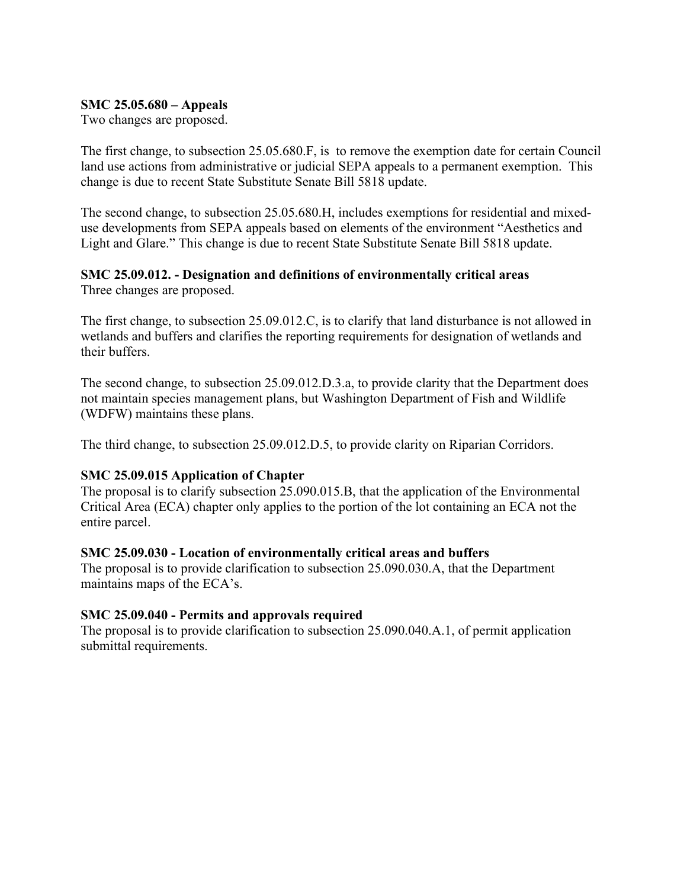**SMC 25.05.680 – Appeals**
Two changes are proposed.

The first change, to subsection 25.05.680.F, is to remove the exemption date for certain Council land use actions from administrative or judicial SEPA appeals to a permanent exemption. This change is due to recent State Substitute Senate Bill 5818 update.

The second change, to subsection 25.05.680.H, includes exemptions for residential and mixed-use developments from SEPA appeals based on elements of the environment "Aesthetics and Light and Glare." This change is due to recent State Substitute Senate Bill 5818 update.

**SMC 25.09.012. - Designation and definitions of environmentally critical areas**
Three changes are proposed.

The first change, to subsection 25.09.012.C, is to clarify that land disturbance is not allowed in wetlands and buffers and clarifies the reporting requirements for designation of wetlands and their buffers.

The second change, to subsection 25.09.012.D.3.a, to provide clarity that the Department does not maintain species management plans, but Washington Department of Fish and Wildlife (WDFW) maintains these plans.

The third change, to subsection 25.09.012.D.5, to provide clarity on Riparian Corridors.

**SMC 25.09.015 Application of Chapter**
The proposal is to clarify subsection 25.090.015.B, that the application of the Environmental Critical Area (ECA) chapter only applies to the portion of the lot containing an ECA not the entire parcel.

**SMC 25.09.030 - Location of environmentally critical areas and buffers**
The proposal is to provide clarification to subsection 25.090.030.A, that the Department maintains maps of the ECA's.

**SMC 25.09.040 - Permits and approvals required**
The proposal is to provide clarification to subsection 25.090.040.A.1, of permit application submittal requirements.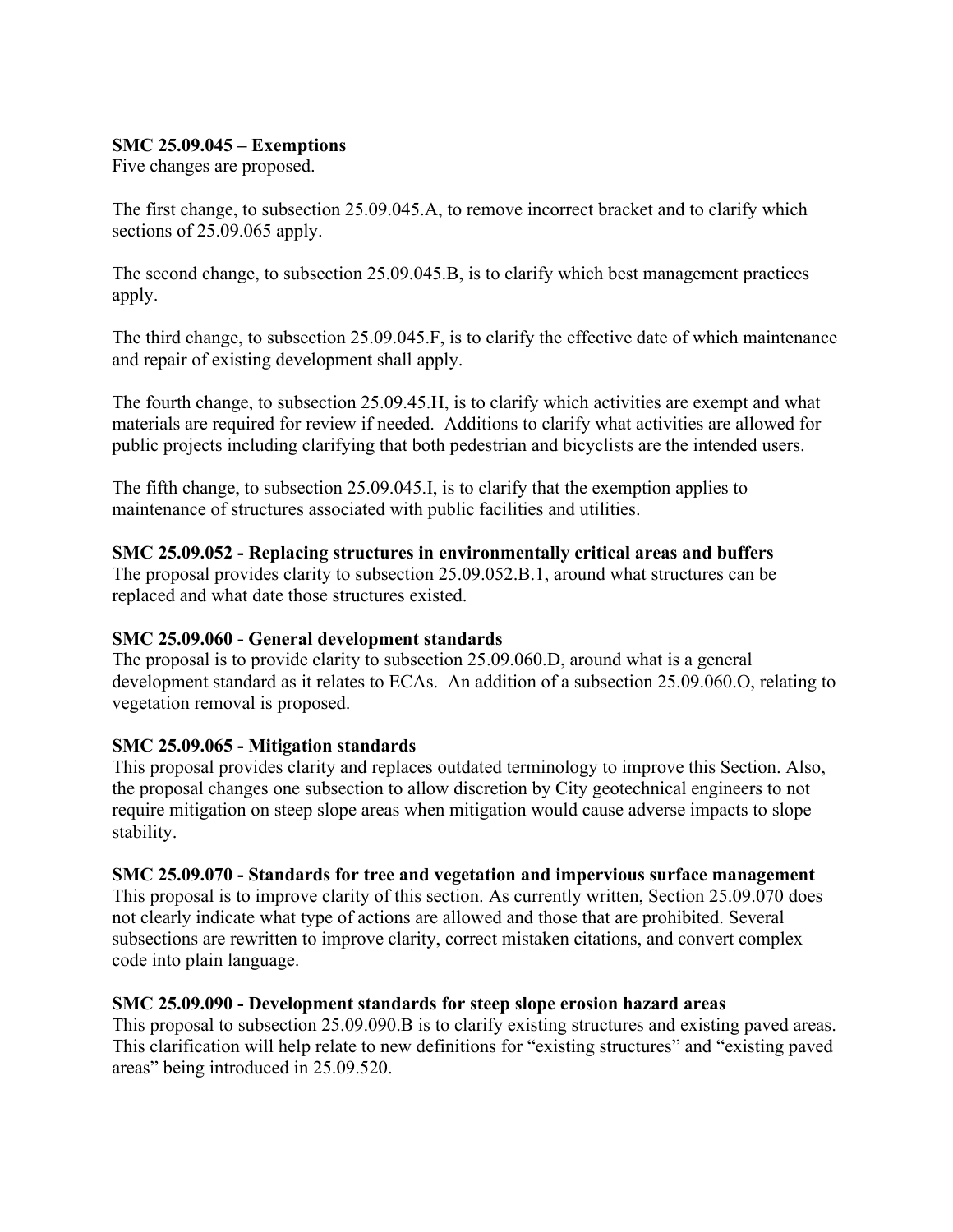**SMC 25.09.045 – Exemptions**
Five changes are proposed.

The first change, to subsection 25.09.045.A, to remove incorrect bracket and to clarify which sections of 25.09.065 apply.

The second change, to subsection 25.09.045.B, is to clarify which best management practices apply.

The third change, to subsection 25.09.045.F, is to clarify the effective date of which maintenance and repair of existing development shall apply.

The fourth change, to subsection 25.09.45.H, is to clarify which activities are exempt and what materials are required for review if needed. Additions to clarify what activities are allowed for public projects including clarifying that both pedestrian and bicyclists are the intended users.

The fifth change, to subsection 25.09.045.I, is to clarify that the exemption applies to maintenance of structures associated with public facilities and utilities.

**SMC 25.09.052 - Replacing structures in environmentally critical areas and buffers**
The proposal provides clarity to subsection 25.09.052.B.1, around what structures can be replaced and what date those structures existed.

**SMC 25.09.060 - General development standards**
The proposal is to provide clarity to subsection 25.09.060.D, around what is a general development standard as it relates to ECAs. An addition of a subsection 25.09.060.O, relating to vegetation removal is proposed.

**SMC 25.09.065 - Mitigation standards**
This proposal provides clarity and replaces outdated terminology to improve this Section. Also, the proposal changes one subsection to allow discretion by City geotechnical engineers to not require mitigation on steep slope areas when mitigation would cause adverse impacts to slope stability.

**SMC 25.09.070 - Standards for tree and vegetation and impervious surface management**
This proposal is to improve clarity of this section. As currently written, Section 25.09.070 does not clearly indicate what type of actions are allowed and those that are prohibited. Several subsections are rewritten to improve clarity, correct mistaken citations, and convert complex code into plain language.

**SMC 25.09.090 - Development standards for steep slope erosion hazard areas**
This proposal to subsection 25.09.090.B is to clarify existing structures and existing paved areas. This clarification will help relate to new definitions for "existing structures" and "existing paved areas" being introduced in 25.09.520.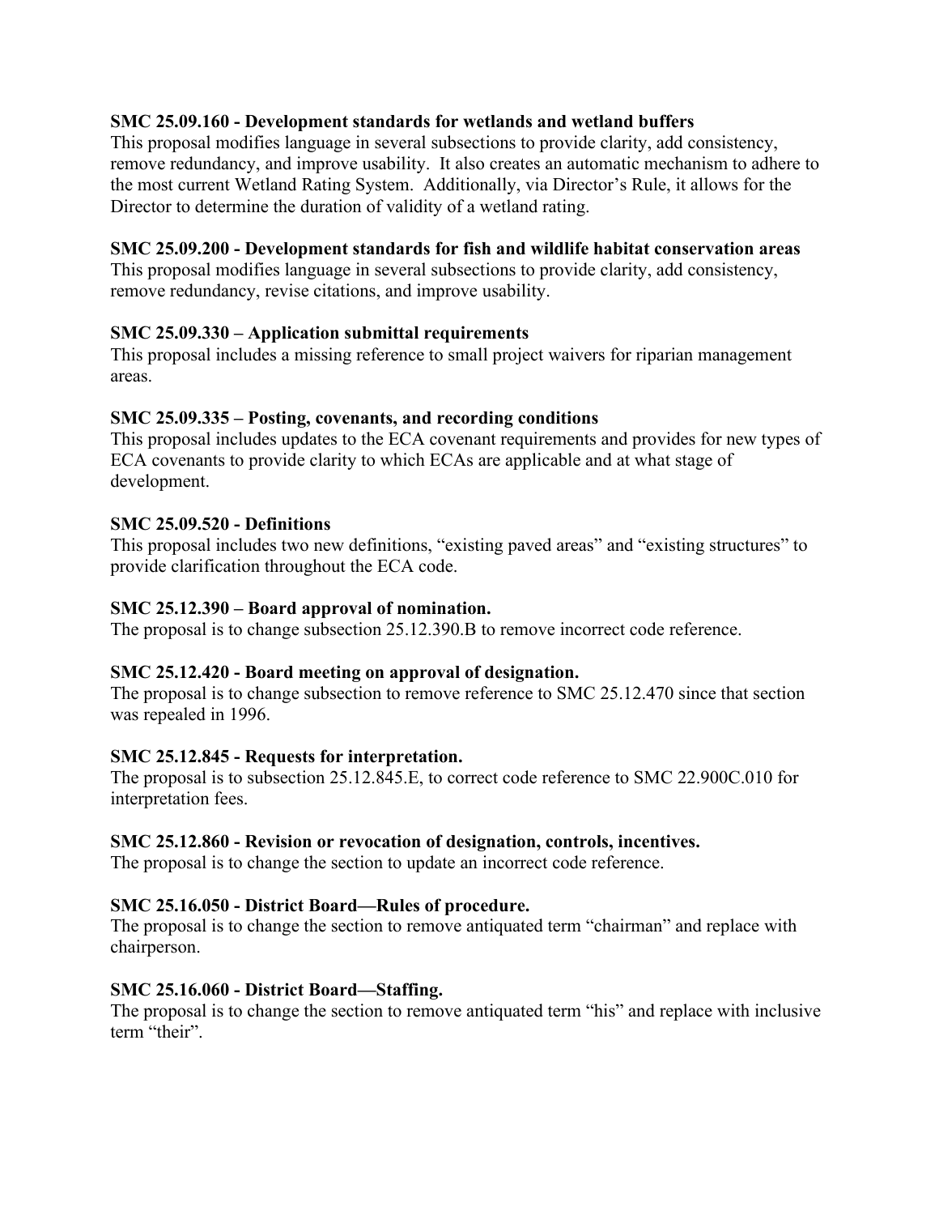**SMC 25.09.160 - Development standards for wetlands and wetland buffers**

This proposal modifies language in several subsections to provide clarity, add consistency, remove redundancy, and improve usability. It also creates an automatic mechanism to adhere to the most current Wetland Rating System. Additionally, via Director's Rule, it allows for the Director to determine the duration of validity of a wetland rating.

**SMC 25.09.200 - Development standards for fish and wildlife habitat conservation areas**

This proposal modifies language in several subsections to provide clarity, add consistency, remove redundancy, revise citations, and improve usability.

**SMC 25.09.330 – Application submittal requirements**

This proposal includes a missing reference to small project waivers for riparian management areas.

**SMC 25.09.335 – Posting, covenants, and recording conditions**

This proposal includes updates to the ECA covenant requirements and provides for new types of ECA covenants to provide clarity to which ECAs are applicable and at what stage of development.

**SMC 25.09.520 - Definitions**

This proposal includes two new definitions, "existing paved areas" and "existing structures" to provide clarification throughout the ECA code.

**SMC 25.12.390 – Board approval of nomination.**

The proposal is to change subsection 25.12.390.B to remove incorrect code reference.

**SMC 25.12.420 - Board meeting on approval of designation.**

The proposal is to change subsection to remove reference to SMC 25.12.470 since that section was repealed in 1996.

**SMC 25.12.845 - Requests for interpretation.**

The proposal is to subsection 25.12.845.E, to correct code reference to SMC 22.900C.010 for interpretation fees.

**SMC 25.12.860 - Revision or revocation of designation, controls, incentives.**

The proposal is to change the section to update an incorrect code reference.

**SMC 25.16.050 - District Board—Rules of procedure.**

The proposal is to change the section to remove antiquated term "chairman" and replace with chairperson.

**SMC 25.16.060 - District Board—Staffing.**

The proposal is to change the section to remove antiquated term "his" and replace with inclusive term "their".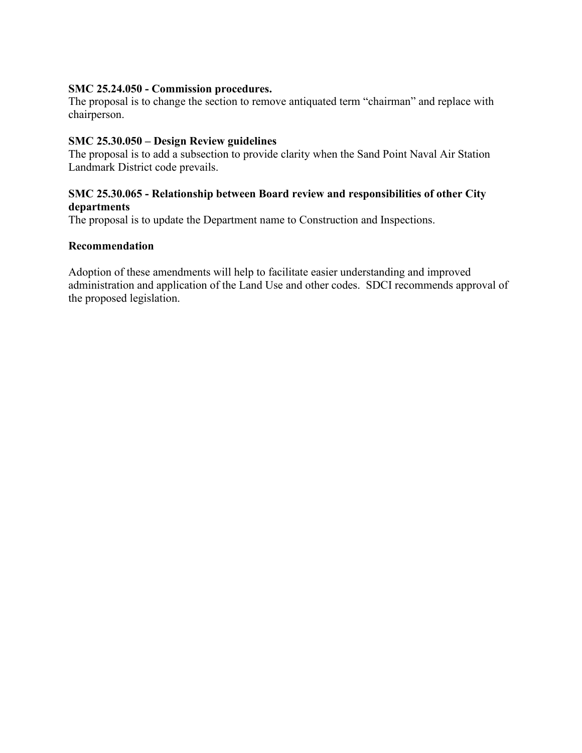**SMC 25.24.050 - Commission procedures.**
The proposal is to change the section to remove antiquated term "chairman" and replace with chairperson.

**SMC 25.30.050 – Design Review guidelines**
The proposal is to add a subsection to provide clarity when the Sand Point Naval Air Station Landmark District code prevails.

**SMC 25.30.065 - Relationship between Board review and responsibilities of other City departments**
The proposal is to update the Department name to Construction and Inspections.

**Recommendation**

Adoption of these amendments will help to facilitate easier understanding and improved administration and application of the Land Use and other codes. SDCI recommends approval of the proposed legislation.